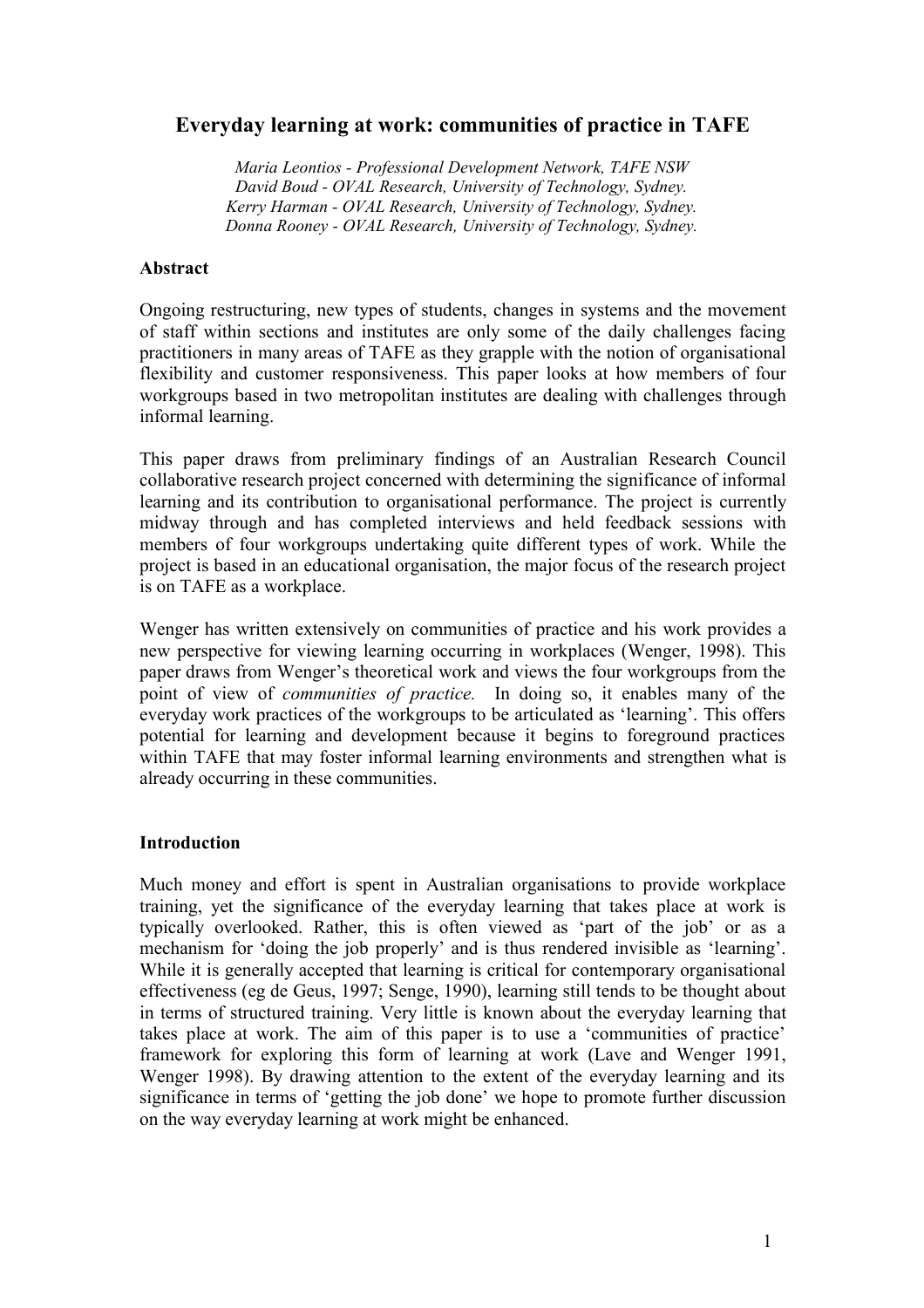# Everyday learning at work: communities of practice in TAFE

*Maria Leontios - Professional Development Network, TAFE NSW*
*David Boud - OVAL Research, University of Technology, Sydney.*
*Kerry Harman - OVAL Research, University of Technology, Sydney.*
*Donna Rooney - OVAL Research, University of Technology, Sydney.*

**Abstract**

Ongoing restructuring, new types of students, changes in systems and the movement of staff within sections and institutes are only some of the daily challenges facing practitioners in many areas of TAFE as they grapple with the notion of organisational flexibility and customer responsiveness. This paper looks at how members of four workgroups based in two metropolitan institutes are dealing with challenges through informal learning.

This paper draws from preliminary findings of an Australian Research Council collaborative research project concerned with determining the significance of informal learning and its contribution to organisational performance. The project is currently midway through and has completed interviews and held feedback sessions with members of four workgroups undertaking quite different types of work. While the project is based in an educational organisation, the major focus of the research project is on TAFE as a workplace.

Wenger has written extensively on communities of practice and his work provides a new perspective for viewing learning occurring in workplaces (Wenger, 1998). This paper draws from Wenger's theoretical work and views the four workgroups from the point of view of *communities of practice.* In doing so, it enables many of the everyday work practices of the workgroups to be articulated as 'learning'. This offers potential for learning and development because it begins to foreground practices within TAFE that may foster informal learning environments and strengthen what is already occurring in these communities.

**Introduction**

Much money and effort is spent in Australian organisations to provide workplace training, yet the significance of the everyday learning that takes place at work is typically overlooked. Rather, this is often viewed as 'part of the job' or as a mechanism for 'doing the job properly' and is thus rendered invisible as 'learning'. While it is generally accepted that learning is critical for contemporary organisational effectiveness (eg de Geus, 1997; Senge, 1990), learning still tends to be thought about in terms of structured training. Very little is known about the everyday learning that takes place at work. The aim of this paper is to use a 'communities of practice' framework for exploring this form of learning at work (Lave and Wenger 1991, Wenger 1998). By drawing attention to the extent of the everyday learning and its significance in terms of 'getting the job done' we hope to promote further discussion on the way everyday learning at work might be enhanced.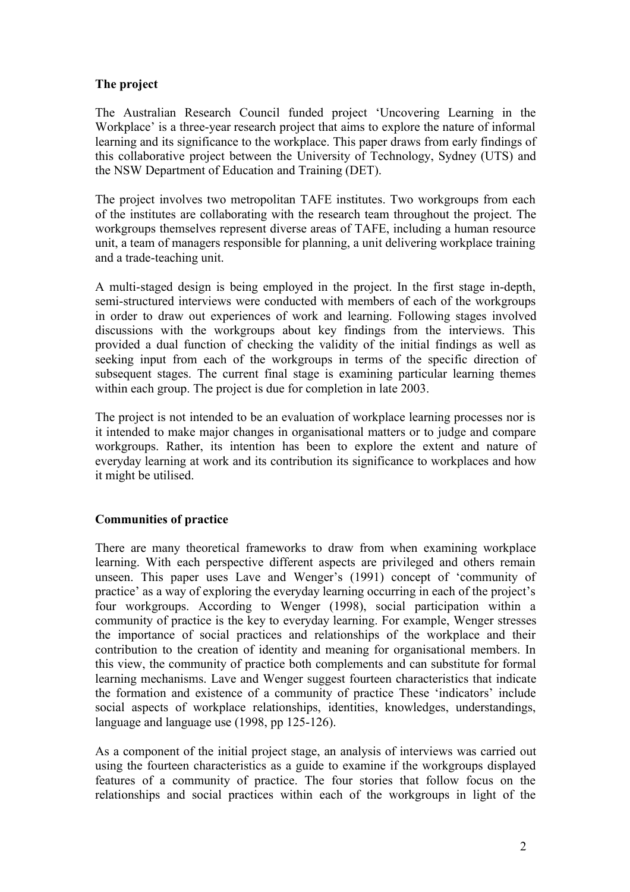## The project

The Australian Research Council funded project 'Uncovering Learning in the Workplace' is a three-year research project that aims to explore the nature of informal learning and its significance to the workplace. This paper draws from early findings of this collaborative project between the University of Technology, Sydney (UTS) and the NSW Department of Education and Training (DET).

The project involves two metropolitan TAFE institutes. Two workgroups from each of the institutes are collaborating with the research team throughout the project. The workgroups themselves represent diverse areas of TAFE, including a human resource unit, a team of managers responsible for planning, a unit delivering workplace training and a trade-teaching unit.

A multi-staged design is being employed in the project. In the first stage in-depth, semi-structured interviews were conducted with members of each of the workgroups in order to draw out experiences of work and learning. Following stages involved discussions with the workgroups about key findings from the interviews. This provided a dual function of checking the validity of the initial findings as well as seeking input from each of the workgroups in terms of the specific direction of subsequent stages. The current final stage is examining particular learning themes within each group. The project is due for completion in late 2003.

The project is not intended to be an evaluation of workplace learning processes nor is it intended to make major changes in organisational matters or to judge and compare workgroups. Rather, its intention has been to explore the extent and nature of everyday learning at work and its contribution its significance to workplaces and how it might be utilised.

## Communities of practice

There are many theoretical frameworks to draw from when examining workplace learning. With each perspective different aspects are privileged and others remain unseen. This paper uses Lave and Wenger's (1991) concept of 'community of practice' as a way of exploring the everyday learning occurring in each of the project's four workgroups. According to Wenger (1998), social participation within a community of practice is the key to everyday learning. For example, Wenger stresses the importance of social practices and relationships of the workplace and their contribution to the creation of identity and meaning for organisational members. In this view, the community of practice both complements and can substitute for formal learning mechanisms. Lave and Wenger suggest fourteen characteristics that indicate the formation and existence of a community of practice These 'indicators' include social aspects of workplace relationships, identities, knowledges, understandings, language and language use (1998, pp 125-126).

As a component of the initial project stage, an analysis of interviews was carried out using the fourteen characteristics as a guide to examine if the workgroups displayed features of a community of practice. The four stories that follow focus on the relationships and social practices within each of the workgroups in light of the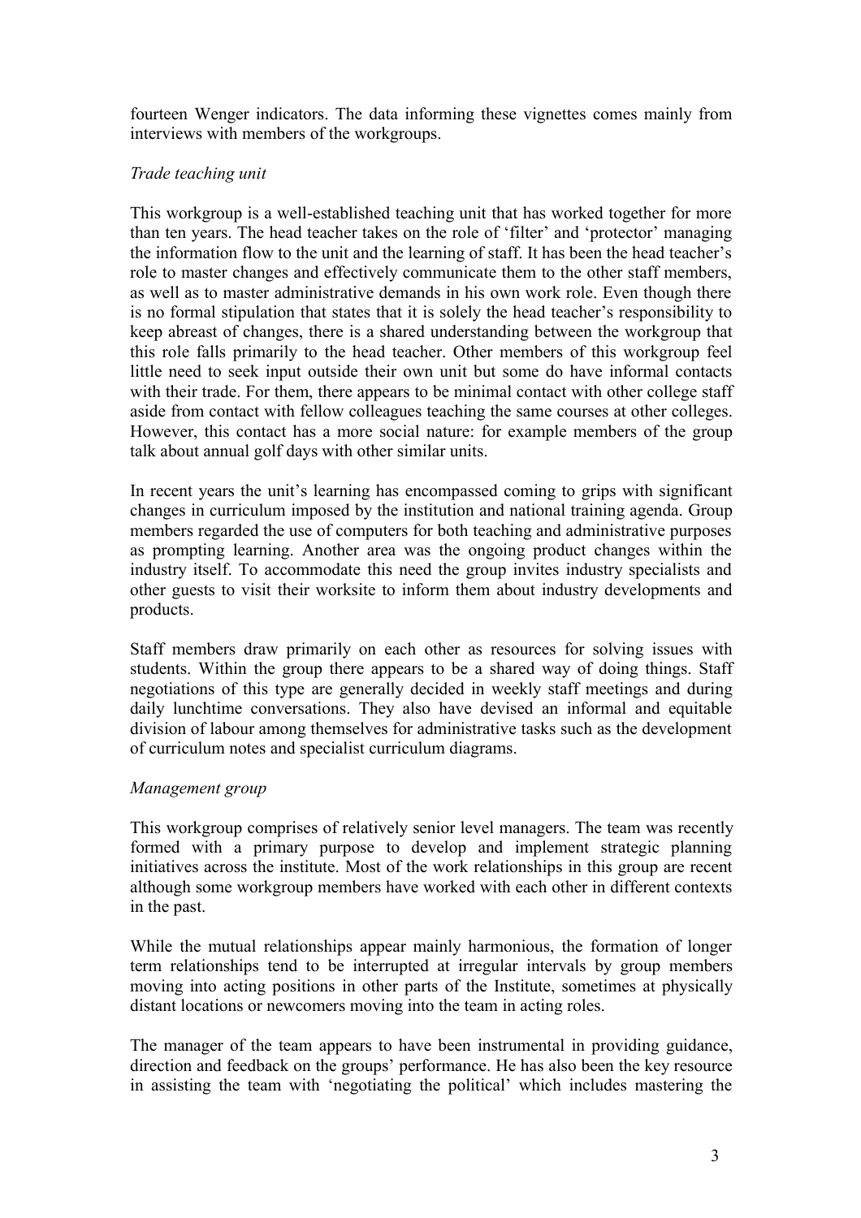fourteen Wenger indicators. The data informing these vignettes comes mainly from interviews with members of the workgroups.

*Trade teaching unit*

This workgroup is a well-established teaching unit that has worked together for more than ten years. The head teacher takes on the role of 'filter' and 'protector' managing the information flow to the unit and the learning of staff. It has been the head teacher's role to master changes and effectively communicate them to the other staff members, as well as to master administrative demands in his own work role. Even though there is no formal stipulation that states that it is solely the head teacher's responsibility to keep abreast of changes, there is a shared understanding between the workgroup that this role falls primarily to the head teacher. Other members of this workgroup feel little need to seek input outside their own unit but some do have informal contacts with their trade. For them, there appears to be minimal contact with other college staff aside from contact with fellow colleagues teaching the same courses at other colleges. However, this contact has a more social nature: for example members of the group talk about annual golf days with other similar units.

In recent years the unit's learning has encompassed coming to grips with significant changes in curriculum imposed by the institution and national training agenda. Group members regarded the use of computers for both teaching and administrative purposes as prompting learning. Another area was the ongoing product changes within the industry itself. To accommodate this need the group invites industry specialists and other guests to visit their worksite to inform them about industry developments and products.

Staff members draw primarily on each other as resources for solving issues with students. Within the group there appears to be a shared way of doing things. Staff negotiations of this type are generally decided in weekly staff meetings and during daily lunchtime conversations. They also have devised an informal and equitable division of labour among themselves for administrative tasks such as the development of curriculum notes and specialist curriculum diagrams.

*Management group*

This workgroup comprises of relatively senior level managers. The team was recently formed with a primary purpose to develop and implement strategic planning initiatives across the institute. Most of the work relationships in this group are recent although some workgroup members have worked with each other in different contexts in the past.

While the mutual relationships appear mainly harmonious, the formation of longer term relationships tend to be interrupted at irregular intervals by group members moving into acting positions in other parts of the Institute, sometimes at physically distant locations or newcomers moving into the team in acting roles.

The manager of the team appears to have been instrumental in providing guidance, direction and feedback on the groups' performance. He has also been the key resource in assisting the team with 'negotiating the political' which includes mastering the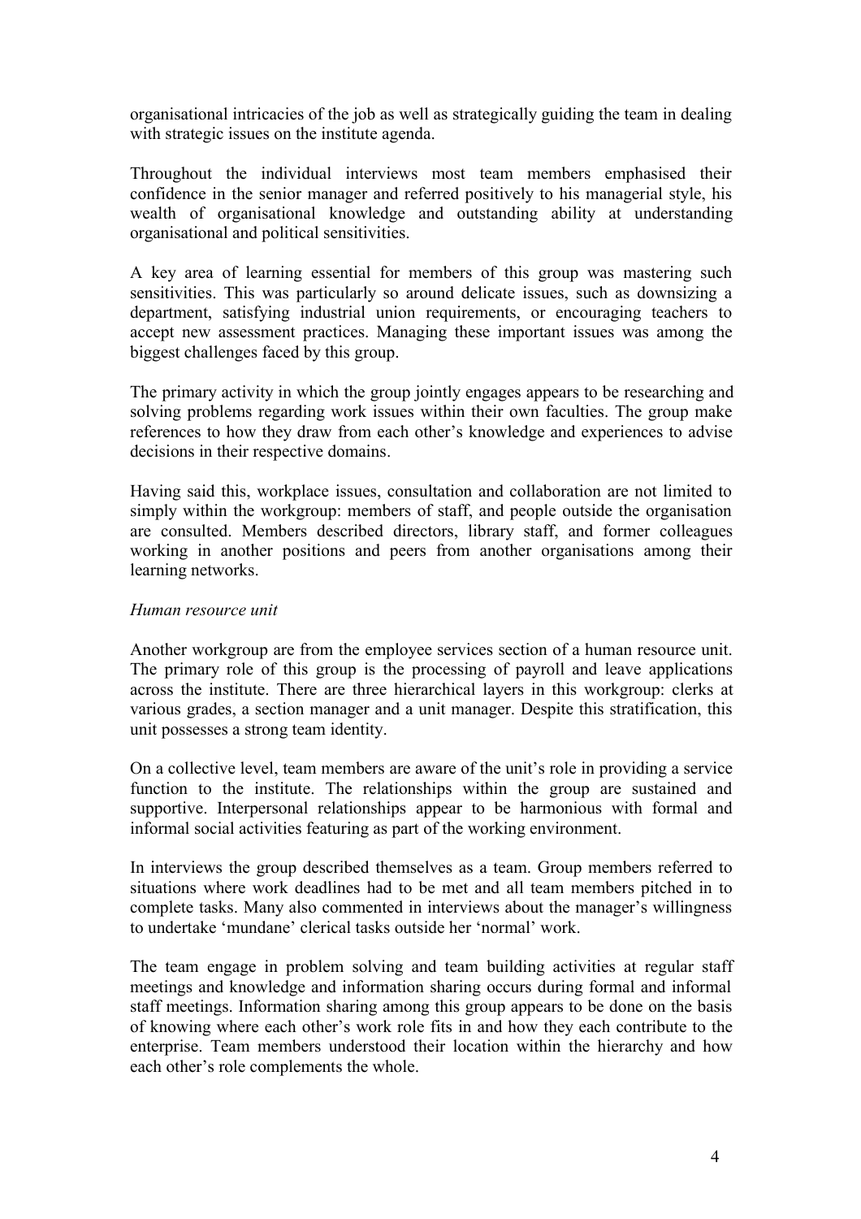organisational intricacies of the job as well as strategically guiding the team in dealing with strategic issues on the institute agenda.

Throughout the individual interviews most team members emphasised their confidence in the senior manager and referred positively to his managerial style, his wealth of organisational knowledge and outstanding ability at understanding organisational and political sensitivities.

A key area of learning essential for members of this group was mastering such sensitivities. This was particularly so around delicate issues, such as downsizing a department, satisfying industrial union requirements, or encouraging teachers to accept new assessment practices. Managing these important issues was among the biggest challenges faced by this group.

The primary activity in which the group jointly engages appears to be researching and solving problems regarding work issues within their own faculties. The group make references to how they draw from each other's knowledge and experiences to advise decisions in their respective domains.

Having said this, workplace issues, consultation and collaboration are not limited to simply within the workgroup: members of staff, and people outside the organisation are consulted. Members described directors, library staff, and former colleagues working in another positions and peers from another organisations among their learning networks.

*Human resource unit*

Another workgroup are from the employee services section of a human resource unit. The primary role of this group is the processing of payroll and leave applications across the institute. There are three hierarchical layers in this workgroup: clerks at various grades, a section manager and a unit manager. Despite this stratification, this unit possesses a strong team identity.

On a collective level, team members are aware of the unit's role in providing a service function to the institute. The relationships within the group are sustained and supportive. Interpersonal relationships appear to be harmonious with formal and informal social activities featuring as part of the working environment.

In interviews the group described themselves as a team. Group members referred to situations where work deadlines had to be met and all team members pitched in to complete tasks. Many also commented in interviews about the manager's willingness to undertake 'mundane' clerical tasks outside her 'normal' work.

The team engage in problem solving and team building activities at regular staff meetings and knowledge and information sharing occurs during formal and informal staff meetings. Information sharing among this group appears to be done on the basis of knowing where each other's work role fits in and how they each contribute to the enterprise. Team members understood their location within the hierarchy and how each other's role complements the whole.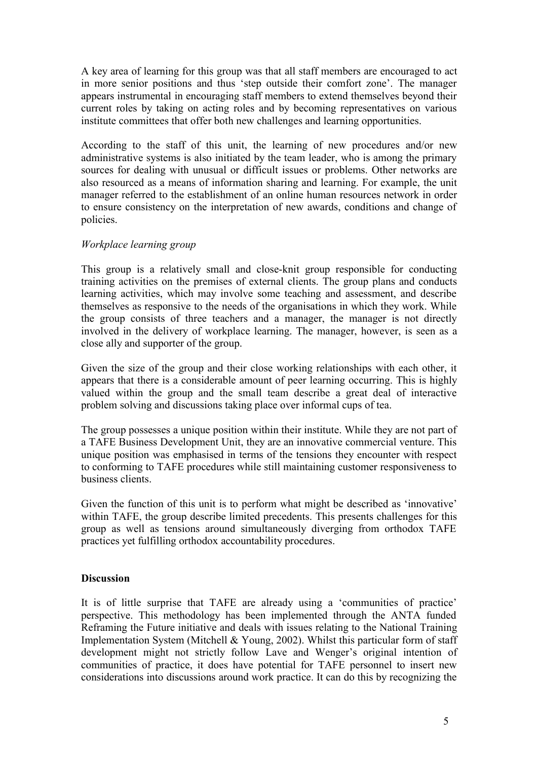A key area of learning for this group was that all staff members are encouraged to act in more senior positions and thus 'step outside their comfort zone'. The manager appears instrumental in encouraging staff members to extend themselves beyond their current roles by taking on acting roles and by becoming representatives on various institute committees that offer both new challenges and learning opportunities.

According to the staff of this unit, the learning of new procedures and/or new administrative systems is also initiated by the team leader, who is among the primary sources for dealing with unusual or difficult issues or problems. Other networks are also resourced as a means of information sharing and learning. For example, the unit manager referred to the establishment of an online human resources network in order to ensure consistency on the interpretation of new awards, conditions and change of policies.

*Workplace learning group*

This group is a relatively small and close-knit group responsible for conducting training activities on the premises of external clients. The group plans and conducts learning activities, which may involve some teaching and assessment, and describe themselves as responsive to the needs of the organisations in which they work. While the group consists of three teachers and a manager, the manager is not directly involved in the delivery of workplace learning. The manager, however, is seen as a close ally and supporter of the group.

Given the size of the group and their close working relationships with each other, it appears that there is a considerable amount of peer learning occurring. This is highly valued within the group and the small team describe a great deal of interactive problem solving and discussions taking place over informal cups of tea.

The group possesses a unique position within their institute. While they are not part of a TAFE Business Development Unit, they are an innovative commercial venture. This unique position was emphasised in terms of the tensions they encounter with respect to conforming to TAFE procedures while still maintaining customer responsiveness to business clients.

Given the function of this unit is to perform what might be described as 'innovative' within TAFE, the group describe limited precedents. This presents challenges for this group as well as tensions around simultaneously diverging from orthodox TAFE practices yet fulfilling orthodox accountability procedures.

**Discussion**

It is of little surprise that TAFE are already using a 'communities of practice' perspective. This methodology has been implemented through the ANTA funded Reframing the Future initiative and deals with issues relating to the National Training Implementation System (Mitchell & Young, 2002). Whilst this particular form of staff development might not strictly follow Lave and Wenger's original intention of communities of practice, it does have potential for TAFE personnel to insert new considerations into discussions around work practice. It can do this by recognizing the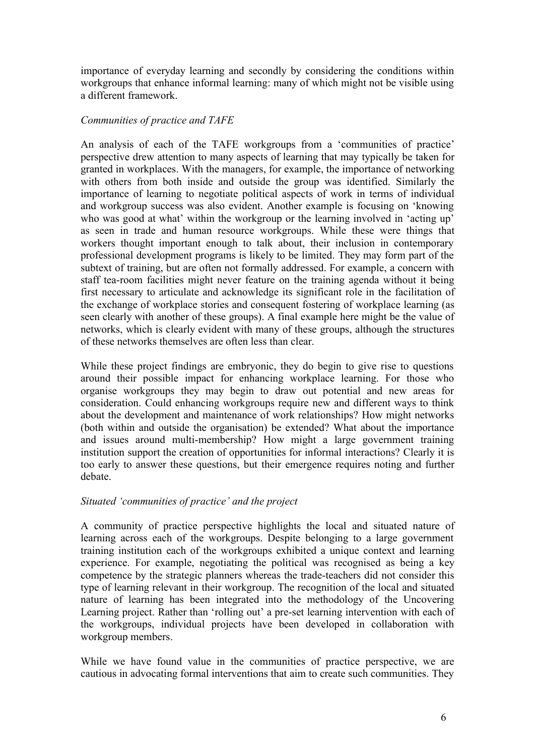importance of everyday learning and secondly by considering the conditions within workgroups that enhance informal learning: many of which might not be visible using a different framework.

*Communities of practice and TAFE*

An analysis of each of the TAFE workgroups from a 'communities of practice' perspective drew attention to many aspects of learning that may typically be taken for granted in workplaces. With the managers, for example, the importance of networking with others from both inside and outside the group was identified. Similarly the importance of learning to negotiate political aspects of work in terms of individual and workgroup success was also evident. Another example is focusing on 'knowing who was good at what' within the workgroup or the learning involved in 'acting up' as seen in trade and human resource workgroups. While these were things that workers thought important enough to talk about, their inclusion in contemporary professional development programs is likely to be limited. They may form part of the subtext of training, but are often not formally addressed. For example, a concern with staff tea-room facilities might never feature on the training agenda without it being first necessary to articulate and acknowledge its significant role in the facilitation of the exchange of workplace stories and consequent fostering of workplace learning (as seen clearly with another of these groups). A final example here might be the value of networks, which is clearly evident with many of these groups, although the structures of these networks themselves are often less than clear.

While these project findings are embryonic, they do begin to give rise to questions around their possible impact for enhancing workplace learning. For those who organise workgroups they may begin to draw out potential and new areas for consideration. Could enhancing workgroups require new and different ways to think about the development and maintenance of work relationships? How might networks (both within and outside the organisation) be extended? What about the importance and issues around multi-membership? How might a large government training institution support the creation of opportunities for informal interactions? Clearly it is too early to answer these questions, but their emergence requires noting and further debate.

*Situated 'communities of practice' and the project*

A community of practice perspective highlights the local and situated nature of learning across each of the workgroups. Despite belonging to a large government training institution each of the workgroups exhibited a unique context and learning experience. For example, negotiating the political was recognised as being a key competence by the strategic planners whereas the trade-teachers did not consider this type of learning relevant in their workgroup. The recognition of the local and situated nature of learning has been integrated into the methodology of the Uncovering Learning project. Rather than 'rolling out' a pre-set learning intervention with each of the workgroups, individual projects have been developed in collaboration with workgroup members.

While we have found value in the communities of practice perspective, we are cautious in advocating formal interventions that aim to create such communities. They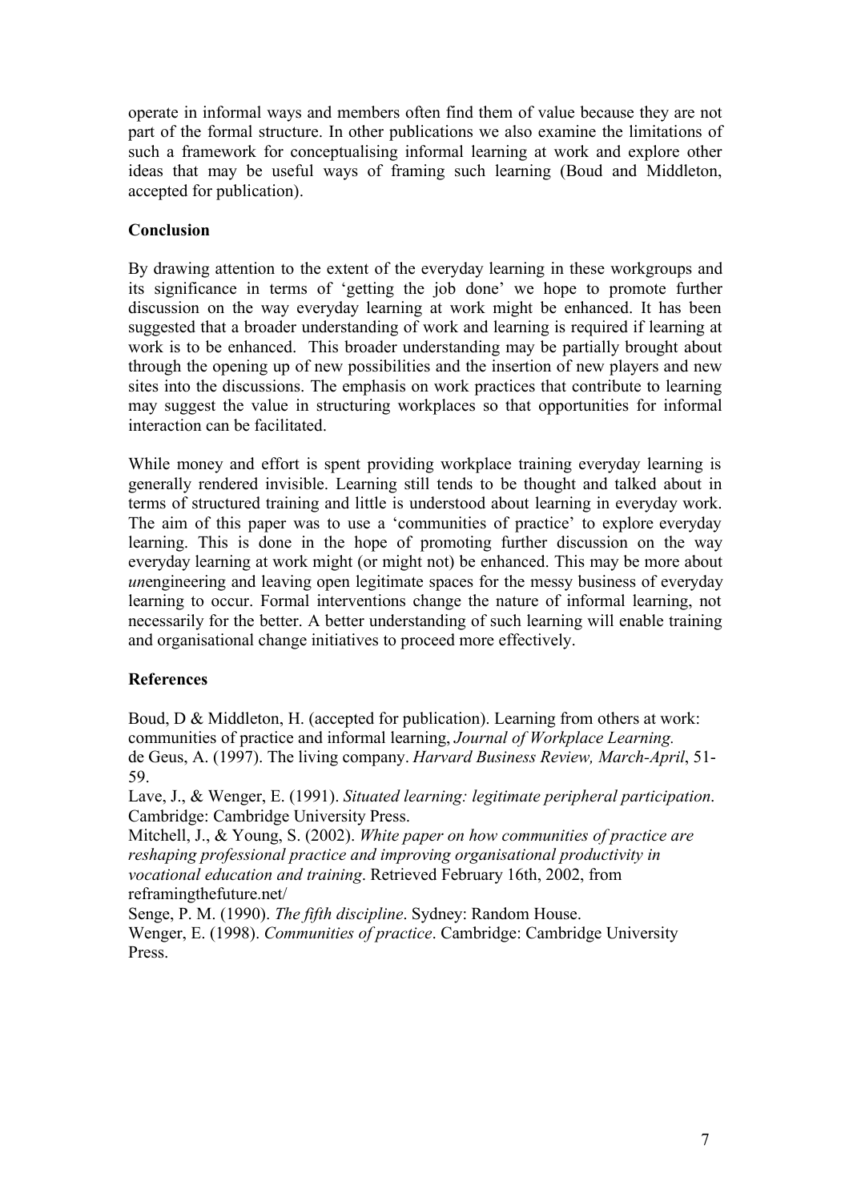operate in informal ways and members often find them of value because they are not part of the formal structure. In other publications we also examine the limitations of such a framework for conceptualising informal learning at work and explore other ideas that may be useful ways of framing such learning (Boud and Middleton, accepted for publication).

## Conclusion

By drawing attention to the extent of the everyday learning in these workgroups and its significance in terms of 'getting the job done' we hope to promote further discussion on the way everyday learning at work might be enhanced. It has been suggested that a broader understanding of work and learning is required if learning at work is to be enhanced. This broader understanding may be partially brought about through the opening up of new possibilities and the insertion of new players and new sites into the discussions. The emphasis on work practices that contribute to learning may suggest the value in structuring workplaces so that opportunities for informal interaction can be facilitated.

While money and effort is spent providing workplace training everyday learning is generally rendered invisible. Learning still tends to be thought and talked about in terms of structured training and little is understood about learning in everyday work. The aim of this paper was to use a 'communities of practice' to explore everyday learning. This is done in the hope of promoting further discussion on the way everyday learning at work might (or might not) be enhanced. This may be more about *un*engineering and leaving open legitimate spaces for the messy business of everyday learning to occur. Formal interventions change the nature of informal learning, not necessarily for the better. A better understanding of such learning will enable training and organisational change initiatives to proceed more effectively.

## References

Boud, D & Middleton, H. (accepted for publication). Learning from others at work: communities of practice and informal learning, *Journal of Workplace Learning.*

de Geus, A. (1997). The living company. *Harvard Business Review, March-April*, 51-59.

Lave, J., & Wenger, E. (1991). *Situated learning: legitimate peripheral participation*. Cambridge: Cambridge University Press.

Mitchell, J., & Young, S. (2002). *White paper on how communities of practice are reshaping professional practice and improving organisational productivity in vocational education and training*. Retrieved February 16th, 2002, from reframingthefuture.net/

Senge, P. M. (1990). *The fifth discipline*. Sydney: Random House.

Wenger, E. (1998). *Communities of practice*. Cambridge: Cambridge University Press.